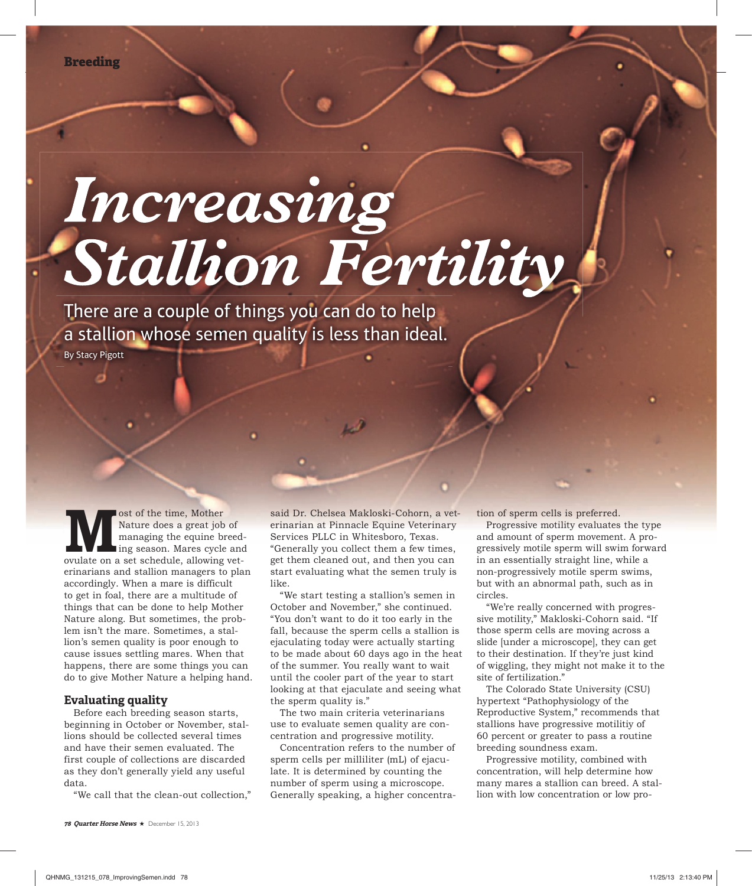# Increasing Stallion Fertility

## There are a couple of things you can do to help a stallion whose semen quality is less than ideal.

By Stacy Pigott

Most of the time, Mother Nature does a great job of managing the equine breeding season. Mares cycle and ovulate on a set schedule, allowing veterinarians and stallion managers to plan accordingly. When a mare is difficult to get in foal, there are a multitude of things that can be done to help Mother Nature along. But sometimes, the problem isn't the mare. Sometimes, a stallion's semen quality is poor enough to cause issues settling mares. When that happens, there are some things you can do to give Mother Nature a helping hand.

### Evaluating quality

Before each breeding season starts, beginning in October or November, stallions should be collected several times and have their semen evaluated. The first couple of collections are discarded as they don't generally yield any useful data.

"We call that the clean-out collection," said Dr. Chelsea Makloski-Cohorn, a veterinarian at Pinnacle Equine Veterinary Services PLLC in Whitesboro, Texas. "Generally you collect them a few times, get them cleaned out, and then you can start evaluating what the semen truly is like.

"We start testing a stallion's semen in October and November," she continued. "You don't want to do it too early in the fall, because the sperm cells a stallion is ejaculating today were actually starting to be made about 60 days ago in the heat of the summer. You really want to wait until the cooler part of the year to start looking at that ejaculate and seeing what the sperm quality is."

The two main criteria veterinarians use to evaluate semen quality are concentration and progressive motility.

Concentration refers to the number of sperm cells per milliliter (mL) of ejaculate. It is determined by counting the number of sperm using a microscope. Generally speaking, a higher concentration of sperm cells is preferred.

Progressive motility evaluates the type and amount of sperm movement. A progressively motile sperm will swim forward in an essentially straight line, while a non-progressively motile sperm swims, but with an abnormal path, such as in circles.

"We're really concerned with progressive motility," Makloski-Cohorn said. "If those sperm cells are moving across a slide [under a microscope], they can get to their destination. If they're just kind of wiggling, they might not make it to the site of fertilization."

The Colorado State University (CSU) hypertext "Pathophysiology of the Reproductive System," recommends that stallions have progressive motilitiy of 60 percent or greater to pass a routine breeding soundness exam.

Progressive motility, combined with concentration, will help determine how many mares a stallion can breed. A stallion with low concentration or low pro-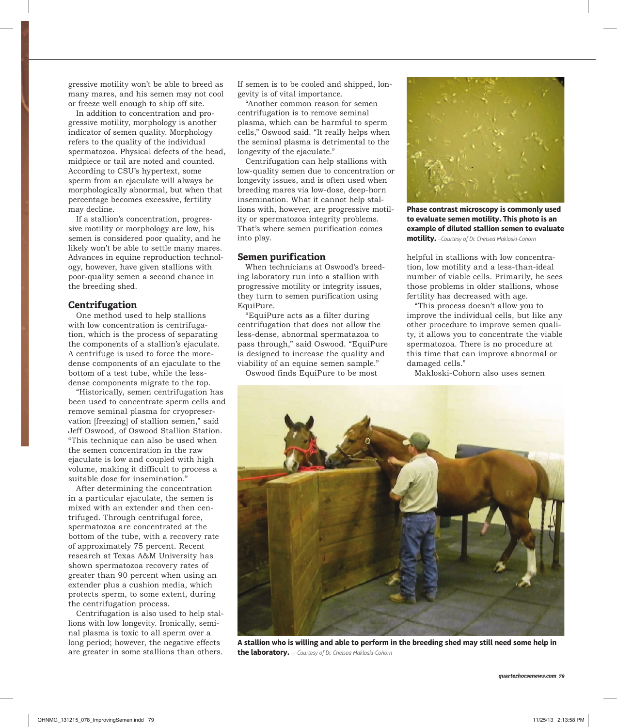gressive motility won't be able to breed as many mares, and his semen may not cool or freeze well enough to ship off site.

In addition to concentration and progressive motility, morphology is another indicator of semen quality. Morphology refers to the quality of the individual spermatozoa. Physical defects of the head, midpiece or tail are noted and counted. According to CSU's hypertext, some sperm from an ejaculate will always be morphologically abnormal, but when that percentage becomes excessive, fertility may decline.

If a stallion's concentration, progressive motility or morphology are low, his semen is considered poor quality, and he likely won't be able to settle many mares. Advances in equine reproduction technology, however, have given stallions with poor-quality semen a second chance in the breeding shed.

## Centrifugation

One method used to help stallions with low concentration is centrifugation, which is the process of separating the components of a stallion's ejaculate. A centrifuge is used to force the more-dense components of an ejaculate to the bottom of a test tube, while the less-dense components migrate to the top.

"Historically, semen centrifugation has been used to concentrate sperm cells and remove seminal plasma for cryopreservation [freezing] of stallion semen," said Jeff Oswood, of Oswood Stallion Station. "This technique can also be used when the semen concentration in the raw ejaculate is low and coupled with high volume, making it difficult to process a suitable dose for insemination."

After determining the concentration in a particular ejaculate, the semen is mixed with an extender and then centrifuged. Through centrifugal force, spermatozoa are concentrated at the bottom of the tube, with a recovery rate of approximately 75 percent. Recent research at Texas A&M University has shown spermatozoa recovery rates of greater than 90 percent when using an extender plus a cushion media, which protects sperm, to some extent, during the centrifugation process.

Centrifugation is also used to help stallions with low longevity. Ironically, seminal plasma is toxic to all sperm over a long period; however, the negative effects are greater in some stallions than others. If semen is to be cooled and shipped, longevity is of vital importance.

"Another common reason for semen centrifugation is to remove seminal plasma, which can be harmful to sperm cells," Oswood said. "It really helps when the seminal plasma is detrimental to the longevity of the ejaculate."

Centrifugation can help stallions with low-quality semen due to concentration or longevity issues, and is often used when breeding mares via low-dose, deep-horn insemination. What it cannot help stallions with, however, are progressive motility or spermatozoa integrity problems. That's where semen purification comes into play.

## Semen purification

When technicians at Oswood's breeding laboratory run into a stallion with progressive motility or integrity issues, they turn to semen purification using EquiPure.

"EquiPure acts as a filter during centrifugation that does not allow the less-dense, abnormal spermatazoa to pass through," said Oswood. "EquiPure is designed to increase the quality and viability of an equine semen sample."

Oswood finds EquiPure to be most helpful in stallions with low concentration, low motility and a less-than-ideal number of viable cells. Primarily, he sees those problems in older stallions, whose fertility has decreased with age.

"This process doesn't allow you to improve the individual cells, but like any other procedure to improve semen quality, it allows you to concentrate the viable spermatozoa. There is no procedure at this time that can improve abnormal or damaged cells."

Makloski-Cohorn also uses semen

**Phase contrast microscopy is commonly used to evaluate semen motility. This photo is an example of diluted stallion semen to evaluate motility.** *–Courtesy of Dr. Chelsea Makloski-Cohorn*

**A stallion who is willing and able to perform in the breeding shed may still need some help in the laboratory.** *—Courtesy of Dr. Chelsea Makloski-Cohorn*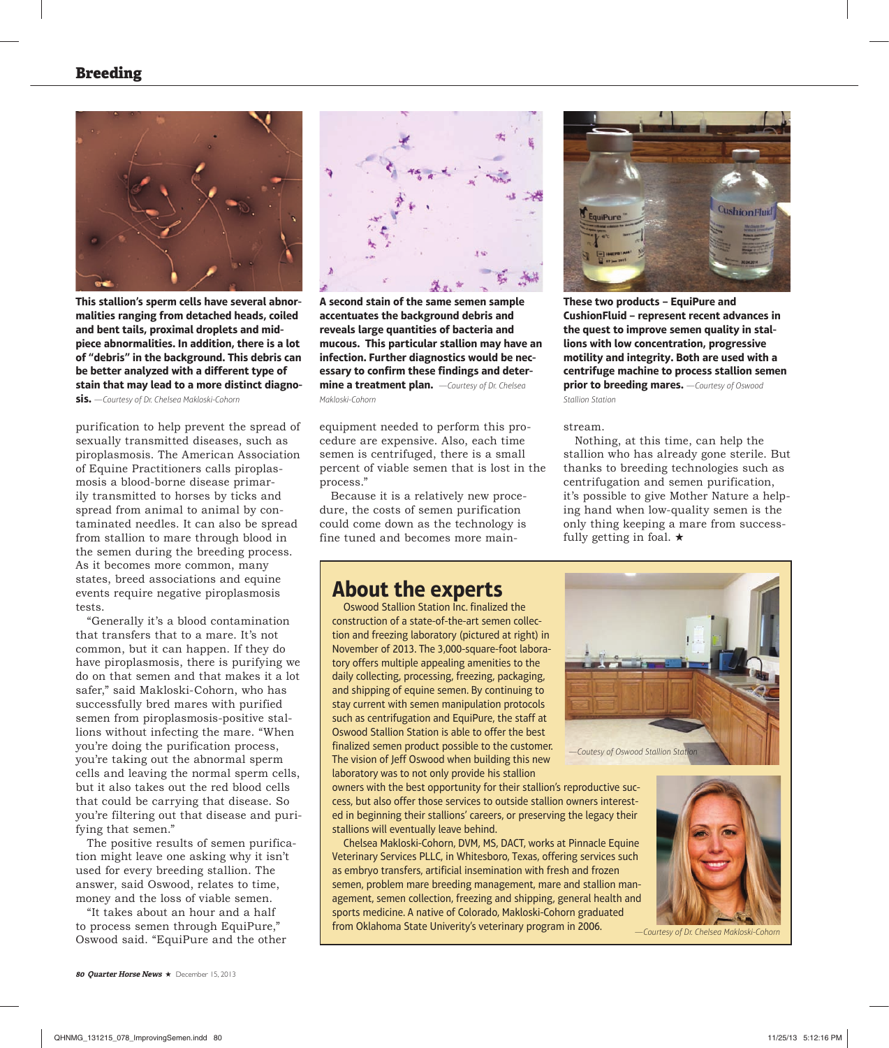This stallion's sperm cells have several abnormalities ranging from detached heads, coiled and bent tails, proximal droplets and midpiece abnormalities. In addition, there is a lot of "debris" in the background. This debris can be better analyzed with a different type of stain that may lead to a more distinct diagnosis. *—Courtesy of Dr. Chelsea Makloski-Cohorn*

A second stain of the same semen sample accentuates the background debris and reveals large quantities of bacteria and mucous. This particular stallion may have an infection. Further diagnostics would be necessary to confirm these findings and determine a treatment plan. *—Courtesy of Dr. Chelsea Makloski-Cohorn*

These two products – EquiPure and CushionFluid – represent recent advances in the quest to improve semen quality in stallions with low concentration, progressive motility and integrity. Both are used with a centrifuge machine to process stallion semen prior to breeding mares. *—Courtesy of Oswood Stallion Station*

purification to help prevent the spread of sexually transmitted diseases, such as piroplasmosis. The American Association of Equine Practitioners calls piroplasmosis a blood-borne disease primarily transmitted to horses by ticks and spread from animal to animal by contaminated needles. It can also be spread from stallion to mare through blood in the semen during the breeding process. As it becomes more common, many states, breed associations and equine events require negative piroplasmosis tests.

"Generally it's a blood contamination that transfers that to a mare. It's not common, but it can happen. If they do have piroplasmosis, there is purifying we do on that semen and that makes it a lot safer," said Makloski-Cohorn, who has successfully bred mares with purified semen from piroplasmosis-positive stallions without infecting the mare. "When you're doing the purification process, you're taking out the abnormal sperm cells and leaving the normal sperm cells, but it also takes out the red blood cells that could be carrying that disease. So you're filtering out that disease and purifying that semen."

The positive results of semen purification might leave one asking why it isn't used for every breeding stallion. The answer, said Oswood, relates to time, money and the loss of viable semen.

"It takes about an hour and a half to process semen through EquiPure," Oswood said. "EquiPure and the other equipment needed to perform this procedure are expensive. Also, each time semen is centrifuged, there is a small percent of viable semen that is lost in the process."

Because it is a relatively new procedure, the costs of semen purification could come down as the technology is fine tuned and becomes more mainstream.

Nothing, at this time, can help the stallion who has already gone sterile. But thanks to breeding technologies such as centrifugation and semen purification, it's possible to give Mother Nature a helping hand when low-quality semen is the only thing keeping a mare from successfully getting in foal. ★

## About the experts

Oswood Stallion Station Inc. finalized the construction of a state-of-the-art semen collection and freezing laboratory (pictured at right) in November of 2013. The 3,000-square-foot laboratory offers multiple appealing amenities to the daily collecting, processing, freezing, packaging, and shipping of equine semen. By continuing to stay current with semen manipulation protocols such as centrifugation and EquiPure, the staff at Oswood Stallion Station is able to offer the best finalized semen product possible to the customer. The vision of Jeff Oswood when building this new laboratory was to not only provide his stallion owners with the best opportunity for their stallion's reproductive success, but also offer those services to outside stallion owners interested in beginning their stallions' careers, or preserving the legacy their stallions will eventually leave behind.

*—Coutesy of Oswood Stallion Station*

Chelsea Makloski-Cohorn, DVM, MS, DACT, works at Pinnacle Equine Veterinary Services PLLC, in Whitesboro, Texas, offering services such as embryo transfers, artificial insemination with fresh and frozen semen, problem mare breeding management, mare and stallion management, semen collection, freezing and shipping, general health and sports medicine. A native of Colorado, Makloski-Cohorn graduated from Oklahoma State Univerity's veterinary program in 2006.

*—Courtesy of Dr. Chelsea Makloski-Cohorn*